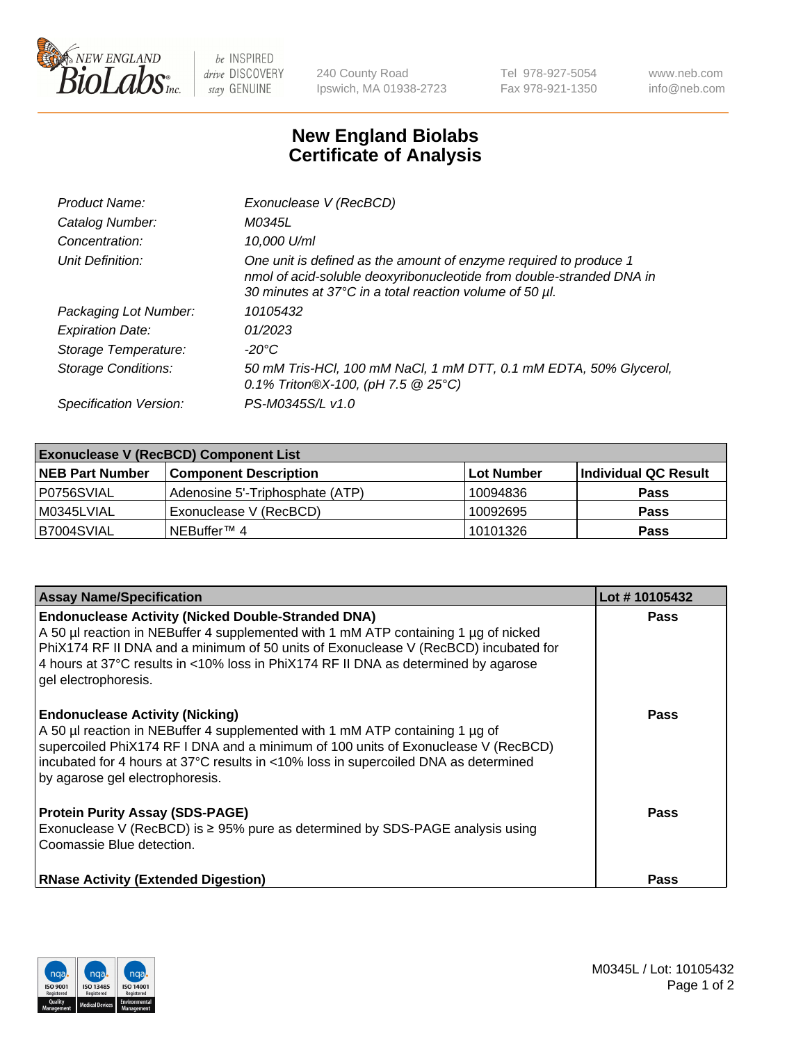# New England Biolabs Certificate of Analysis

| | |
|---|---|
| *Product Name:* | *Exonuclease V (RecBCD)* |
| *Catalog Number:* | *M0345L* |
| *Concentration:* | *10,000 U/ml* |
| *Unit Definition:* | *One unit is defined as the amount of enzyme required to produce 1 nmol of acid-soluble deoxyribonucleotide from double-stranded DNA in 30 minutes at 37°C in a total reaction volume of 50 µl.* |
| *Packaging Lot Number:* | *10105432* |
| *Expiration Date:* | *01/2023* |
| *Storage Temperature:* | *-20°C* |
| *Storage Conditions:* | *50 mM Tris-HCl, 100 mM NaCl, 1 mM DTT, 0.1 mM EDTA, 50% Glycerol, 0.1% Triton®X-100, (pH 7.5 @ 25°C)* |
| *Specification Version:* | *PS-M0345S/L v1.0* |

| **Exonuclease V (RecBCD) Component List** | | | |
|---|---|---|---|
| **NEB Part Number** | **Component Description** | **Lot Number** | **Individual QC Result** |
| P0756SVIAL | Adenosine 5'-Triphosphate (ATP) | 10094836 | **Pass** |
| M0345LVIAL | Exonuclease V (RecBCD) | 10092695 | **Pass** |
| B7004SVIAL | NEBuffer™ 4 | 10101326 | **Pass** |

| **Assay Name/Specification** | **Lot # 10105432** |
|---|---|
| **Endonuclease Activity (Nicked Double-Stranded DNA)**<br>A 50 µl reaction in NEBuffer 4 supplemented with 1 mM ATP containing 1 µg of nicked PhiX174 RF II DNA and a minimum of 50 units of Exonuclease V (RecBCD) incubated for 4 hours at 37°C results in <10% loss in PhiX174 RF II DNA as determined by agarose gel electrophoresis. | **Pass** |
| **Endonuclease Activity (Nicking)**<br>A 50 µl reaction in NEBuffer 4 supplemented with 1 mM ATP containing 1 µg of supercoiled PhiX174 RF I DNA and a minimum of 100 units of Exonuclease V (RecBCD) incubated for 4 hours at 37°C results in <10% loss in supercoiled DNA as determined by agarose gel electrophoresis. | **Pass** |
| **Protein Purity Assay (SDS-PAGE)**<br>Exonuclease V (RecBCD) is ≥ 95% pure as determined by SDS-PAGE analysis using Coomassie Blue detection. | **Pass** |
| **RNase Activity (Extended Digestion)** | **Pass** |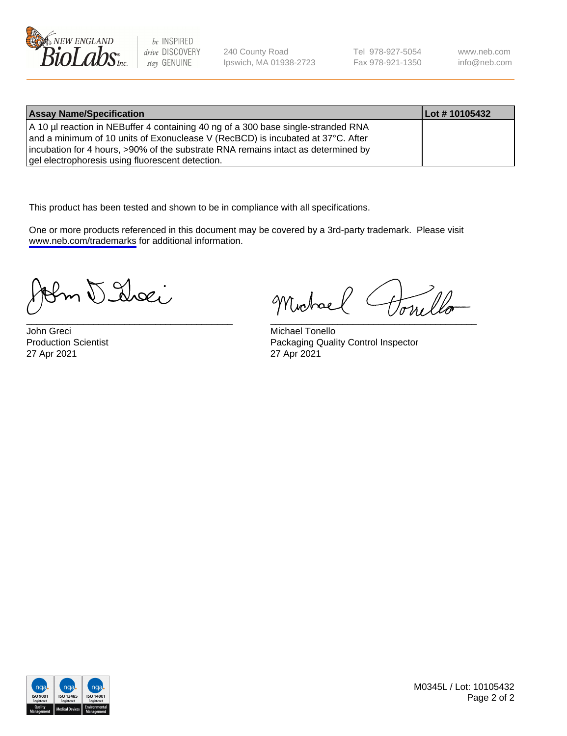| Assay Name/Specification | Lot # 10105432 |
| --- | --- |
| A 10 µl reaction in NEBuffer 4 containing 40 ng of a 300 base single-stranded RNA and a minimum of 10 units of Exonuclease V (RecBCD) is incubated at 37°C. After incubation for 4 hours, >90% of the substrate RNA remains intact as determined by gel electrophoresis using fluorescent detection. | |

This product has been tested and shown to be in compliance with all specifications.

One or more products referenced in this document may be covered by a 3rd-party trademark. Please visit www.neb.com/trademarks for additional information.

John Greci
Production Scientist
27 Apr 2021

Michael Tonello
Packaging Quality Control Inspector
27 Apr 2021

M0345L / Lot: 10105432